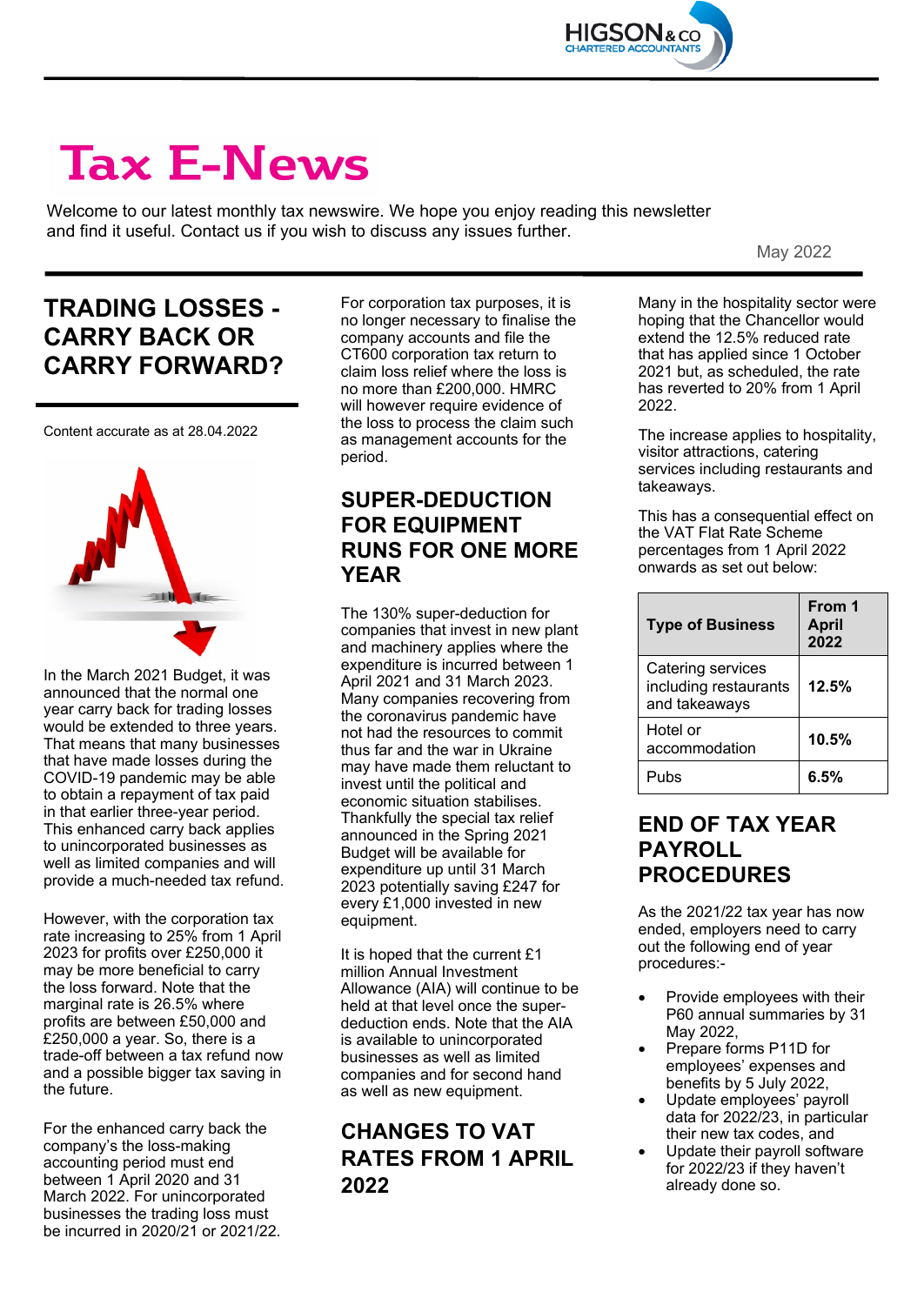# Tax E-News

Welcome to our latest monthly tax newswire. We hope you enjoy reading this newsletter and find it useful. Contact us if you wish to discuss any issues further.

May 2022

## TRADING LOSSES - CARRY BACK OR CARRY FORWARD?

Content accurate as at 28.04.2022

In the March 2021 Budget, it was announced that the normal one year carry back for trading losses would be extended to three years. That means that many businesses that have made losses during the COVID-19 pandemic may be able to obtain a repayment of tax paid in that earlier three-year period. This enhanced carry back applies to unincorporated businesses as well as limited companies and will provide a much-needed tax refund.

However, with the corporation tax rate increasing to 25% from 1 April 2023 for profits over £250,000 it may be more beneficial to carry the loss forward. Note that the marginal rate is 26.5% where profits are between £50,000 and £250,000 a year. So, there is a trade-off between a tax refund now and a possible bigger tax saving in the future.

For the enhanced carry back the company's the loss-making accounting period must end between 1 April 2020 and 31 March 2022. For unincorporated businesses the trading loss must be incurred in 2020/21 or 2021/22.

For corporation tax purposes, it is no longer necessary to finalise the company accounts and file the CT600 corporation tax return to claim loss relief where the loss is no more than £200,000. HMRC will however require evidence of the loss to process the claim such as management accounts for the period.

## SUPER-DEDUCTION FOR EQUIPMENT RUNS FOR ONE MORE YEAR

The 130% super-deduction for companies that invest in new plant and machinery applies where the expenditure is incurred between 1 April 2021 and 31 March 2023. Many companies recovering from the coronavirus pandemic have not had the resources to commit thus far and the war in Ukraine may have made them reluctant to invest until the political and economic situation stabilises. Thankfully the special tax relief announced in the Spring 2021 Budget will be available for expenditure up until 31 March 2023 potentially saving £247 for every £1,000 invested in new equipment.

It is hoped that the current £1 million Annual Investment Allowance (AIA) will continue to be held at that level once the super-deduction ends. Note that the AIA is available to unincorporated businesses as well as limited companies and for second hand as well as new equipment.

## CHANGES TO VAT RATES FROM 1 APRIL 2022

Many in the hospitality sector were hoping that the Chancellor would extend the 12.5% reduced rate that has applied since 1 October 2021 but, as scheduled, the rate has reverted to 20% from 1 April 2022.

The increase applies to hospitality, visitor attractions, catering services including restaurants and takeaways.

This has a consequential effect on the VAT Flat Rate Scheme percentages from 1 April 2022 onwards as set out below:

| Type of Business | From 1 April 2022 |
|---|---|
| Catering services including restaurants and takeaways | **12.5%** |
| Hotel or accommodation | **10.5%** |
| Pubs | **6.5%** |

## END OF TAX YEAR PAYROLL PROCEDURES

As the 2021/22 tax year has now ended, employers need to carry out the following end of year procedures:-

- Provide employees with their P60 annual summaries by 31 May 2022,
- Prepare forms P11D for employees' expenses and benefits by 5 July 2022,
- Update employees' payroll data for 2022/23, in particular their new tax codes, and
- Update their payroll software for 2022/23 if they haven't already done so.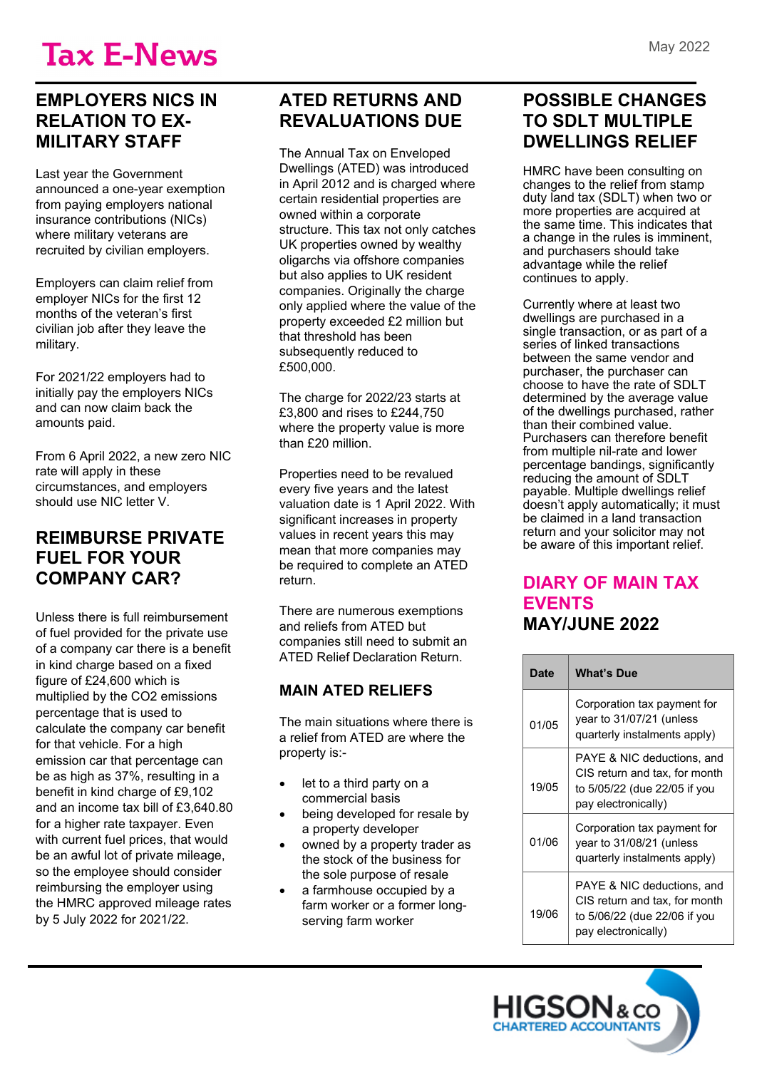# Tax E-News

May 2022

## EMPLOYERS NICS IN RELATION TO EX-MILITARY STAFF

Last year the Government announced a one-year exemption from paying employers national insurance contributions (NICs) where military veterans are recruited by civilian employers.

Employers can claim relief from employer NICs for the first 12 months of the veteran's first civilian job after they leave the military.

For 2021/22 employers had to initially pay the employers NICs and can now claim back the amounts paid.

From 6 April 2022, a new zero NIC rate will apply in these circumstances, and employers should use NIC letter V.

## REIMBURSE PRIVATE FUEL FOR YOUR COMPANY CAR?

Unless there is full reimbursement of fuel provided for the private use of a company car there is a benefit in kind charge based on a fixed figure of £24,600 which is multiplied by the CO2 emissions percentage that is used to calculate the company car benefit for that vehicle. For a high emission car that percentage can be as high as 37%, resulting in a benefit in kind charge of £9,102 and an income tax bill of £3,640.80 for a higher rate taxpayer. Even with current fuel prices, that would be an awful lot of private mileage, so the employee should consider reimbursing the employer using the HMRC approved mileage rates by 5 July 2022 for 2021/22.

## ATED RETURNS AND REVALUATIONS DUE

The Annual Tax on Enveloped Dwellings (ATED) was introduced in April 2012 and is charged where certain residential properties are owned within a corporate structure. This tax not only catches UK properties owned by wealthy oligarchs via offshore companies but also applies to UK resident companies. Originally the charge only applied where the value of the property exceeded £2 million but that threshold has been subsequently reduced to £500,000.

The charge for 2022/23 starts at £3,800 and rises to £244,750 where the property value is more than £20 million.

Properties need to be revalued every five years and the latest valuation date is 1 April 2022. With significant increases in property values in recent years this may mean that more companies may be required to complete an ATED return.

There are numerous exemptions and reliefs from ATED but companies still need to submit an ATED Relief Declaration Return.

### MAIN ATED RELIEFS

The main situations where there is a relief from ATED are where the property is:-

- let to a third party on a commercial basis
- being developed for resale by a property developer
- owned by a property trader as the stock of the business for the sole purpose of resale
- a farmhouse occupied by a farm worker or a former long-serving farm worker

## POSSIBLE CHANGES TO SDLT MULTIPLE DWELLINGS RELIEF

HMRC have been consulting on changes to the relief from stamp duty land tax (SDLT) when two or more properties are acquired at the same time. This indicates that a change in the rules is imminent, and purchasers should take advantage while the relief continues to apply.

Currently where at least two dwellings are purchased in a single transaction, or as part of a series of linked transactions between the same vendor and purchaser, the purchaser can choose to have the rate of SDLT determined by the average value of the dwellings purchased, rather than their combined value. Purchasers can therefore benefit from multiple nil-rate and lower percentage bandings, significantly reducing the amount of SDLT payable. Multiple dwellings relief doesn't apply automatically; it must be claimed in a land transaction return and your solicitor may not be aware of this important relief.

## DIARY OF MAIN TAX EVENTS MAY/JUNE 2022

| Date | What's Due |
|---|---|
| 01/05 | Corporation tax payment for year to 31/07/21 (unless quarterly instalments apply) |
| 19/05 | PAYE & NIC deductions, and CIS return and tax, for month to 5/05/22 (due 22/05 if you pay electronically) |
| 01/06 | Corporation tax payment for year to 31/08/21 (unless quarterly instalments apply) |
| 19/06 | PAYE & NIC deductions, and CIS return and tax, for month to 5/06/22 (due 22/06 if you pay electronically) |

HIGSON & CO
CHARTERED ACCOUNTANTS